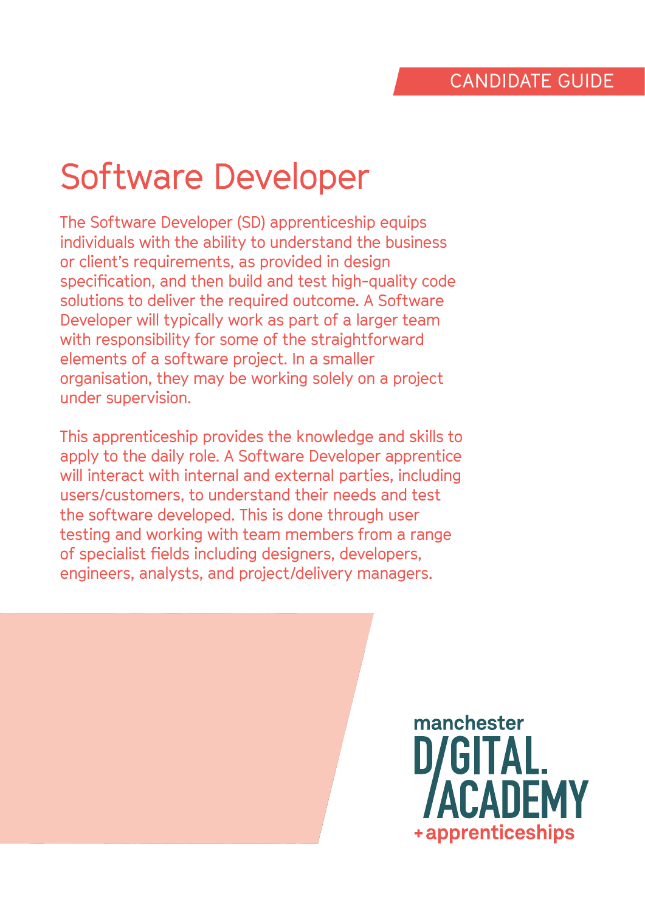CANDIDATE GUIDE

# Software Developer

The Software Developer (SD) apprenticeship equips individuals with the ability to understand the business or client's requirements, as provided in design specification, and then build and test high-quality code solutions to deliver the required outcome. A Software Developer will typically work as part of a larger team with responsibility for some of the straightforward elements of a software project. In a smaller organisation, they may be working solely on a project under supervision.

This apprenticeship provides the knowledge and skills to apply to the daily role. A Software Developer apprentice will interact with internal and external parties, including users/customers, to understand their needs and test the software developed. This is done through user testing and working with team members from a range of specialist fields including designers, developers, engineers, analysts, and project/delivery managers.

manchester D/GITAL. /ACADEMY + apprenticeships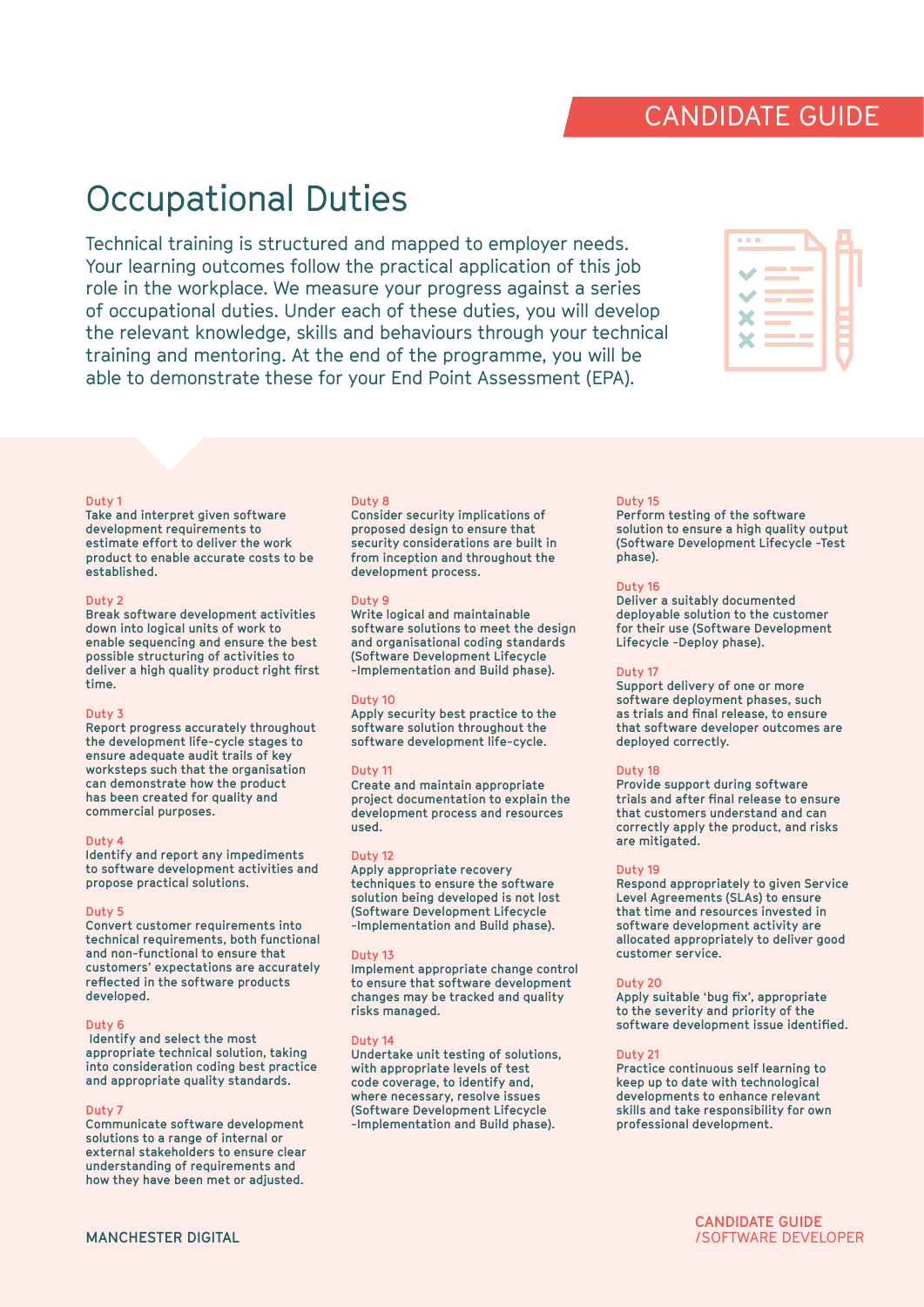# Occupational Duties

Technical training is structured and mapped to employer needs. Your learning outcomes follow the practical application of this job role in the workplace. We measure your progress against a series of occupational duties. Under each of these duties, you will develop the relevant knowledge, skills and behaviours through your technical training and mentoring. At the end of the programme, you will be able to demonstrate these for your End Point Assessment (EPA).

**Duty 1**
Take and interpret given software development requirements to estimate effort to deliver the work product to enable accurate costs to be established.

**Duty 2**
Break software development activities down into logical units of work to enable sequencing and ensure the best possible structuring of activities to deliver a high quality product right first time.

**Duty 3**
Report progress accurately throughout the development life-cycle stages to ensure adequate audit trails of key worksteps such that the organisation can demonstrate how the product has been created for quality and commercial purposes.

**Duty 4**
Identify and report any impediments to software development activities and propose practical solutions.

**Duty 5**
Convert customer requirements into technical requirements, both functional and non-functional to ensure that customers' expectations are accurately reflected in the software products developed.

**Duty 6**
Identify and select the most appropriate technical solution, taking into consideration coding best practice and appropriate quality standards.

**Duty 7**
Communicate software development solutions to a range of internal or external stakeholders to ensure clear understanding of requirements and how they have been met or adjusted.

**Duty 8**
Consider security implications of proposed design to ensure that security considerations are built in from inception and throughout the development process.

**Duty 9**
Write logical and maintainable software solutions to meet the design and organisational coding standards (Software Development Lifecycle -Implementation and Build phase).

**Duty 10**
Apply security best practice to the software solution throughout the software development life-cycle.

**Duty 11**
Create and maintain appropriate project documentation to explain the development process and resources used.

**Duty 12**
Apply appropriate recovery techniques to ensure the software solution being developed is not lost (Software Development Lifecycle -Implementation and Build phase).

**Duty 13**
Implement appropriate change control to ensure that software development changes may be tracked and quality risks managed.

**Duty 14**
Undertake unit testing of solutions, with appropriate levels of test code coverage, to identify and, where necessary, resolve issues (Software Development Lifecycle -Implementation and Build phase).

**Duty 15**
Perform testing of the software solution to ensure a high quality output (Software Development Lifecycle -Test phase).

**Duty 16**
Deliver a suitably documented deployable solution to the customer for their use (Software Development Lifecycle -Deploy phase).

**Duty 17**
Support delivery of one or more software deployment phases, such as trials and final release, to ensure that software developer outcomes are deployed correctly.

**Duty 18**
Provide support during software trials and after final release to ensure that customers understand and can correctly apply the product, and risks are mitigated.

**Duty 19**
Respond appropriately to given Service Level Agreements (SLAs) to ensure that time and resources invested in software development activity are allocated appropriately to deliver good customer service.

**Duty 20**
Apply suitable 'bug fix', appropriate to the severity and priority of the software development issue identified.

**Duty 21**
Practice continuous self learning to keep up to date with technological developments to enhance relevant skills and take responsibility for own professional development.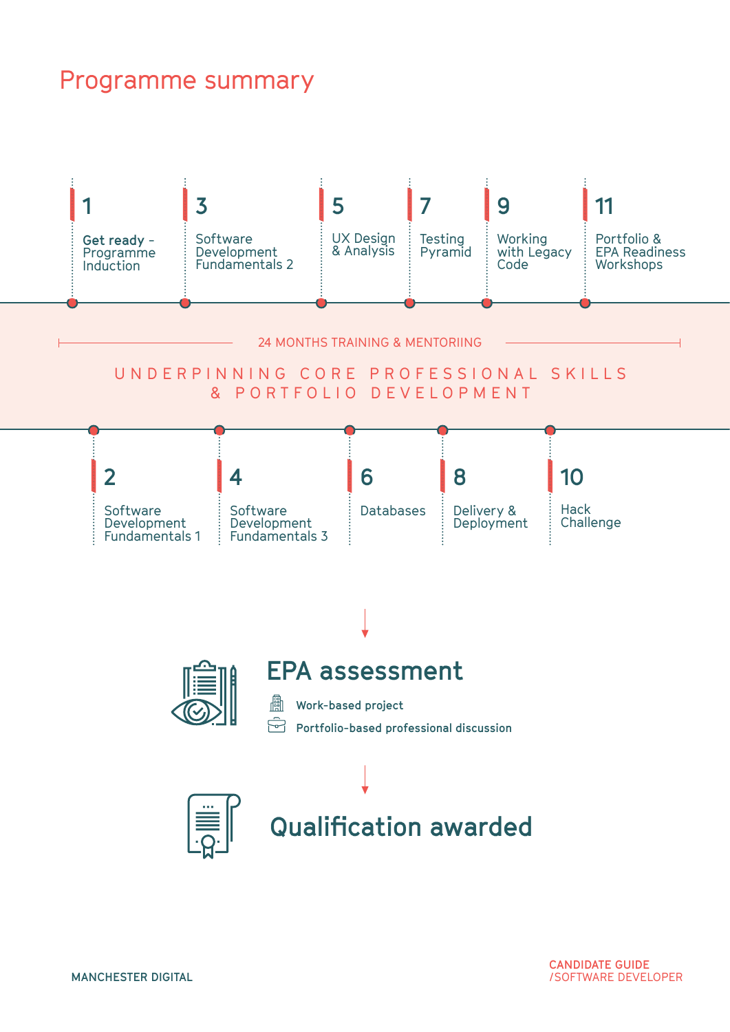# Programme summary

1. **Get ready** – Programme Induction
2. Software Development Fundamentals 1
3. Software Development Fundamentals 2
4. Software Development Fundamentals 3
5. UX Design & Analysis
6. Databases
7. Testing Pyramid
8. Delivery & Deployment
9. Working with Legacy Code
10. Hack Challenge
11. Portfolio & EPA Readiness Workshops

24 MONTHS TRAINING & MENTORIING

UNDERPINNING CORE PROFESSIONAL SKILLS & PORTFOLIO DEVELOPMENT

## EPA assessment

- Work-based project
- Portfolio-based professional discussion

## Qualification awarded

MANCHESTER DIGITAL

CANDIDATE GUIDE
/SOFTWARE DEVELOPER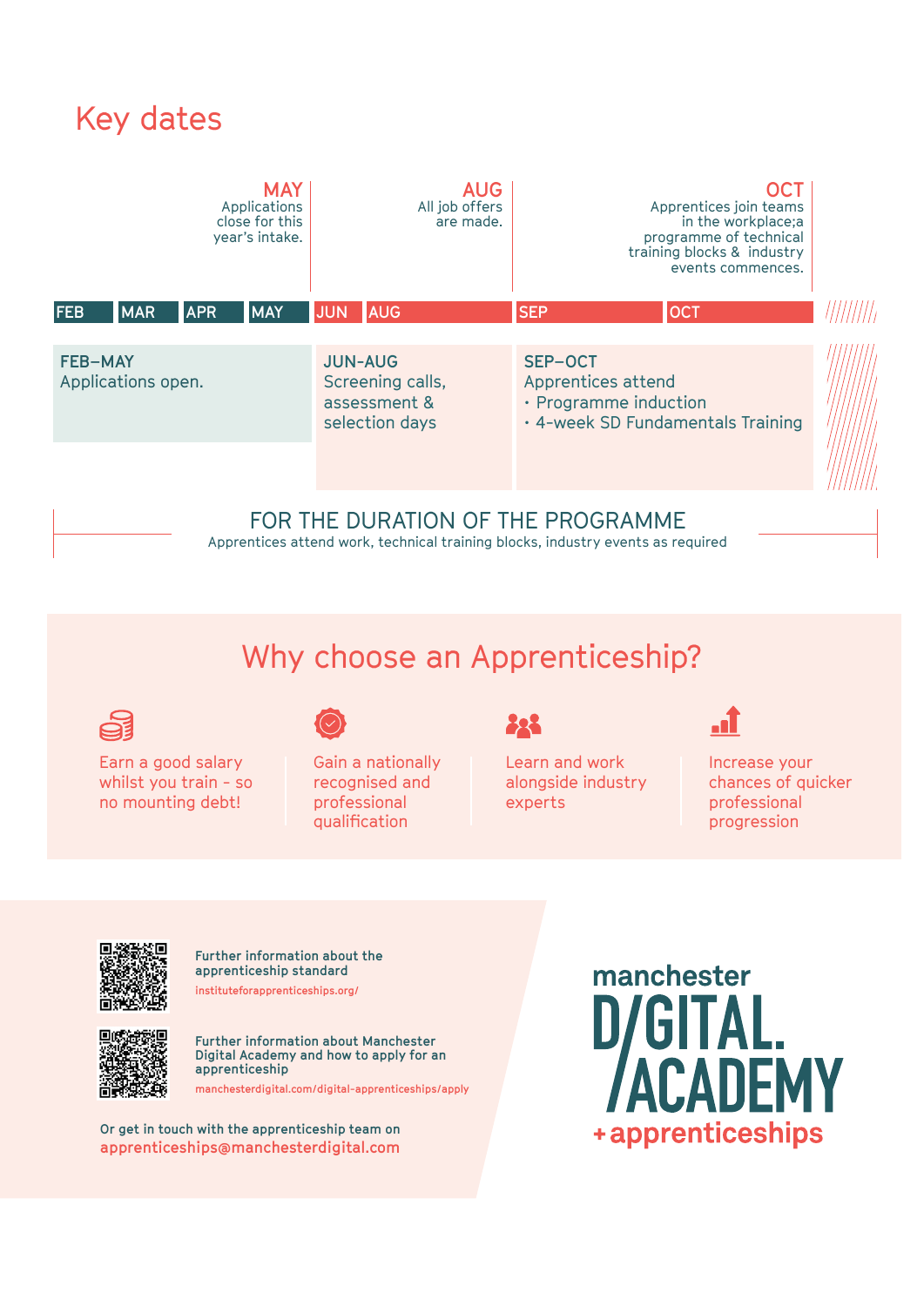# Key dates

**MAY**
Applications close for this year's intake.

**AUG**
All job offers are made.

**OCT**
Apprentices join teams in the workplace;a programme of technical training blocks & industry events commences.

FEB | MAR | APR | MAY | JUN | AUG | SEP | OCT

**FEB–MAY**
Applications open.

**JUN-AUG**
Screening calls, assessment & selection days

**SEP–OCT**
Apprentices attend
- Programme induction
- 4-week SD Fundamentals Training

**FOR THE DURATION OF THE PROGRAMME**
Apprentices attend work, technical training blocks, industry events as required

## Why choose an Apprenticeship?

- Earn a good salary whilst you train - so no mounting debt!
- Gain a nationally recognised and professional qualification
- Learn and work alongside industry experts
- Increase your chances of quicker professional progression

Further information about the apprenticeship standard
instituteforapprenticeships.org/

Further information about Manchester Digital Academy and how to apply for an apprenticeship
manchesterdigital.com/digital-apprenticeships/apply

Or get in touch with the apprenticeship team on
apprenticeships@manchesterdigital.com

manchester DIGITAL ACADEMY + apprenticeships